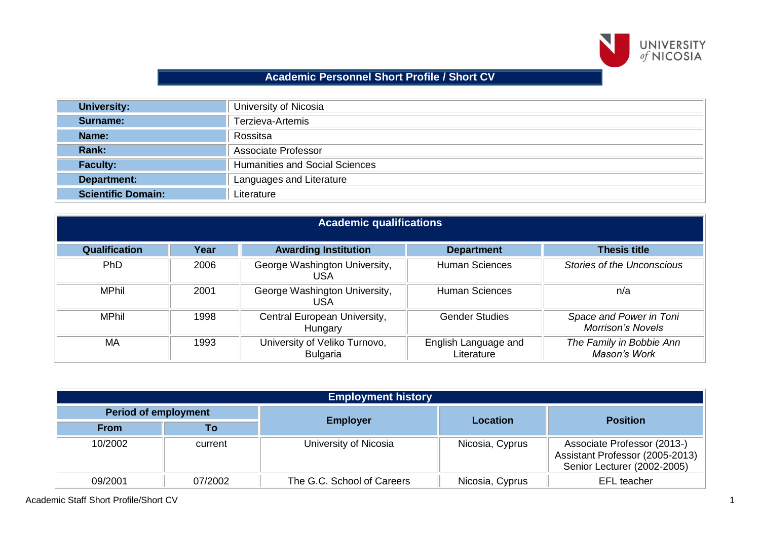# Academic Personnel Short Profile / Short CV

| | |
|---|---|
| **University:** | University of Nicosia |
| **Surname:** | Terzieva-Artemis |
| **Name:** | Rossitsa |
| **Rank:** | Associate Professor |
| **Faculty:** | Humanities and Social Sciences |
| **Department:** | Languages and Literature |
| **Scientific Domain:** | Literature |

## Academic qualifications

| Qualification | Year | Awarding Institution | Department | Thesis title |
|---|---|---|---|---|
| PhD | 2006 | George Washington University, USA | Human Sciences | *Stories of the Unconscious* |
| MPhil | 2001 | George Washington University, USA | Human Sciences | n/a |
| MPhil | 1998 | Central European University, Hungary | Gender Studies | *Space and Power in Toni Morrison's Novels* |
| MA | 1993 | University of Veliko Turnovo, Bulgaria | English Language and Literature | *The Family in Bobbie Ann Mason's Work* |

## Employment history

| Period of employment | | Employer | Location | Position |
|---|---|---|---|---|
| From | To | | | |
| 10/2002 | current | University of Nicosia | Nicosia, Cyprus | Associate Professor (2013-) Assistant Professor (2005-2013) Senior Lecturer (2002-2005) |
| 09/2001 | 07/2002 | The G.C. School of Careers | Nicosia, Cyprus | EFL teacher |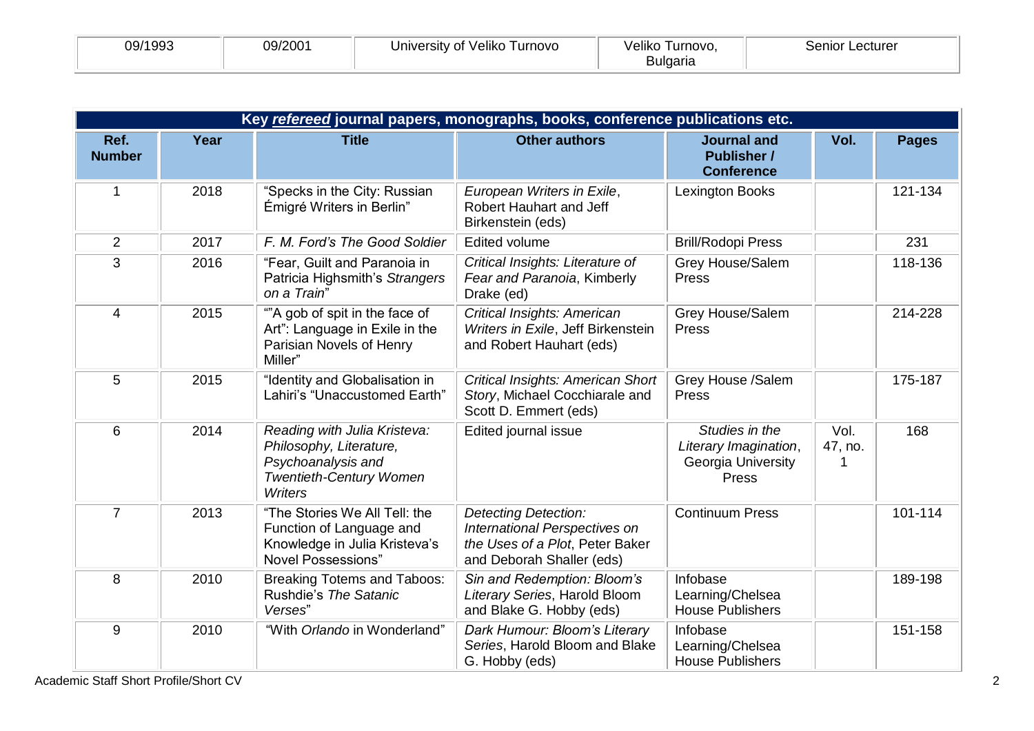| 09/1993 | 09/2001 | University of Veliko Turnovo | Veliko Turnovo, Bulgaria | Senior Lecturer |
|---|---|---|---|---|

| Key ***refereed*** journal papers, monographs, books, conference publications etc. | | | | | | |
|---|---|---|---|---|---|---|
| **Ref. Number** | **Year** | **Title** | **Other authors** | **Journal and Publisher / Conference** | **Vol.** | **Pages** |
| 1 | 2018 | "Specks in the City: Russian Émigré Writers in Berlin" | *European Writers in Exile*, Robert Hauhart and Jeff Birkenstein (eds) | Lexington Books | | 121-134 |
| 2 | 2017 | *F. M. Ford's The Good Soldier* | Edited volume | Brill/Rodopi Press | | 231 |
| 3 | 2016 | "Fear, Guilt and Paranoia in Patricia Highsmith's *Strangers on a Train*" | *Critical Insights: Literature of Fear and Paranoia*, Kimberly Drake (ed) | Grey House/Salem Press | | 118-136 |
| 4 | 2015 | ""A gob of spit in the face of Art": Language in Exile in the Parisian Novels of Henry Miller" | *Critical Insights: American Writers in Exile*, Jeff Birkenstein and Robert Hauhart (eds) | Grey House/Salem Press | | 214-228 |
| 5 | 2015 | "Identity and Globalisation in Lahiri's "Unaccustomed Earth"" | *Critical Insights: American Short Story*, Michael Cocchiarale and Scott D. Emmert (eds) | Grey House /Salem Press | | 175-187 |
| 6 | 2014 | *Reading with Julia Kristeva: Philosophy, Literature, Psychoanalysis and Twentieth-Century Women Writers* | Edited journal issue | *Studies in the Literary Imagination*, Georgia University Press | Vol. 47, no. 1 | 168 |
| 7 | 2013 | "The Stories We All Tell: the Function of Language and Knowledge in Julia Kristeva's Novel Possessions" | *Detecting Detection: International Perspectives on the Uses of a Plot*, Peter Baker and Deborah Shaller (eds) | Continuum Press | | 101-114 |
| 8 | 2010 | Breaking Totems and Taboos: Rushdie's *The Satanic Verses*" | *Sin and Redemption: Bloom's Literary Series*, Harold Bloom and Blake G. Hobby (eds) | Infobase Learning/Chelsea House Publishers | | 189-198 |
| 9 | 2010 | "With *Orlando* in Wonderland" | *Dark Humour: Bloom's Literary Series*, Harold Bloom and Blake G. Hobby (eds) | Infobase Learning/Chelsea House Publishers | | 151-158 |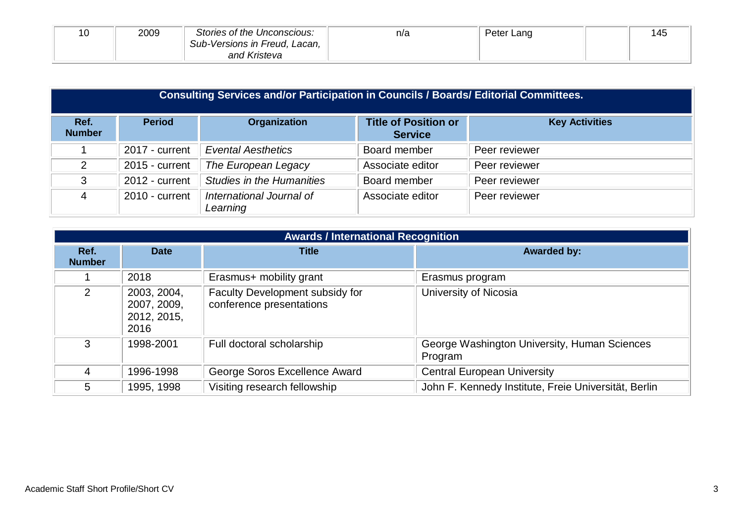| | | | | | | |
|---|---|---|---|---|---|---|
| 10 | 2009 | *Stories of the Unconscious: Sub-Versions in Freud, Lacan, and Kristeva* | n/a | Peter Lang | | 145 |

| **Consulting Services and/or Participation in Councils / Boards/ Editorial Committees.** | | | | |
|---|---|---|---|---|
| **Ref. Number** | **Period** | **Organization** | **Title of Position or Service** | **Key Activities** |
| 1 | 2017 - current | *Evental Aesthetics* | Board member | Peer reviewer |
| 2 | 2015 - current | *The European Legacy* | Associate editor | Peer reviewer |
| 3 | 2012 - current | *Studies in the Humanities* | Board member | Peer reviewer |
| 4 | 2010 - current | *International Journal of Learning* | Associate editor | Peer reviewer |

| **Awards / International Recognition** | | | |
|---|---|---|---|
| **Ref. Number** | **Date** | **Title** | **Awarded by:** |
| 1 | 2018 | Erasmus+ mobility grant | Erasmus program |
| 2 | 2003, 2004, 2007, 2009, 2012, 2015, 2016 | Faculty Development subsidy for conference presentations | University of Nicosia |
| 3 | 1998-2001 | Full doctoral scholarship | George Washington University, Human Sciences Program |
| 4 | 1996-1998 | George Soros Excellence Award | Central European University |
| 5 | 1995, 1998 | Visiting research fellowship | John F. Kennedy Institute, Freie Universität, Berlin |